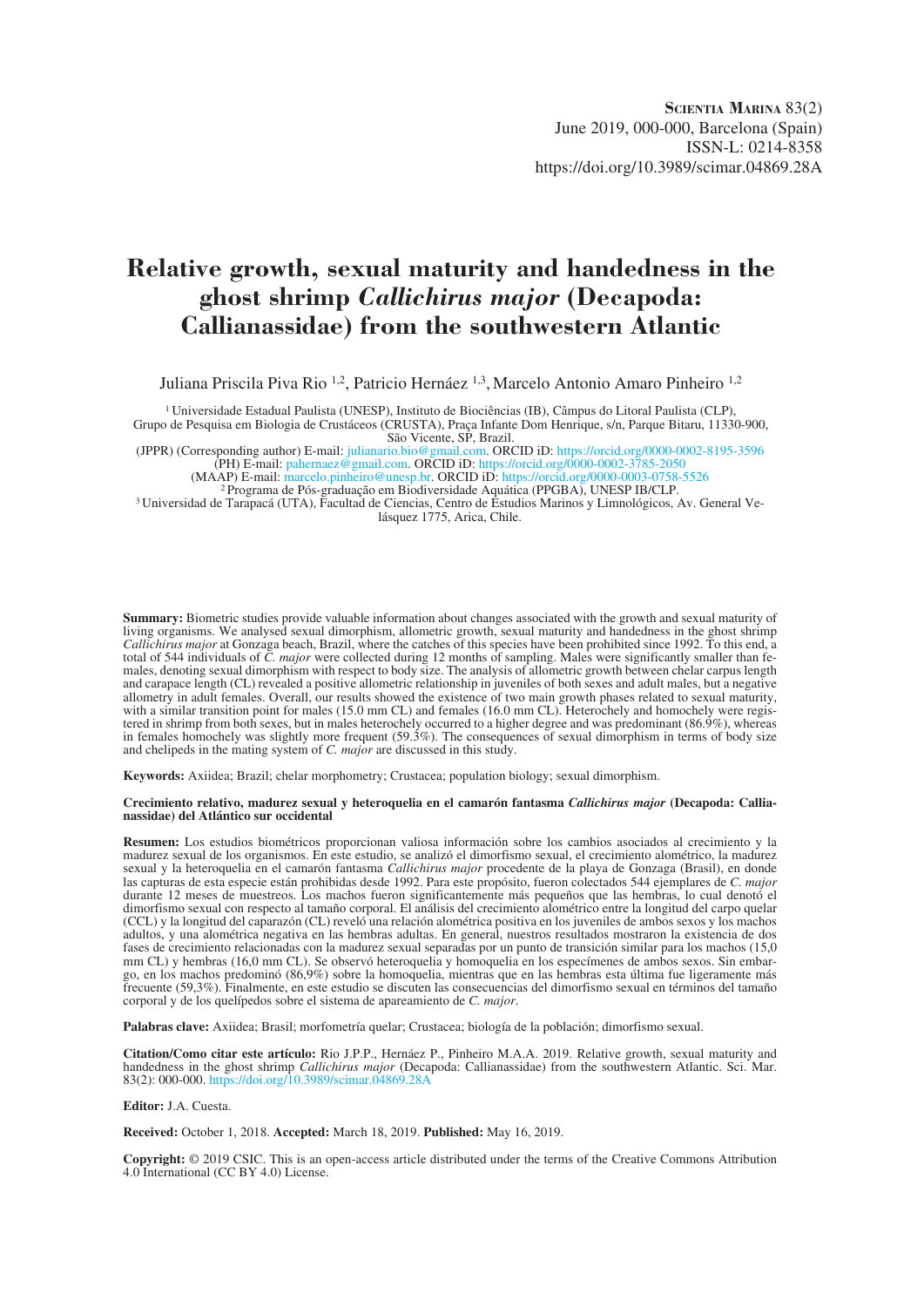# Relative growth, sexual maturity and handedness in the ghost shrimp *Callichirus major* (Decapoda: Callianassidae) from the southwestern Atlantic

Juliana Priscila Piva Rio [1,2], Patricio Hernáez [1,3], Marcelo Antonio Amaro Pinheiro [1,2]

[1] Universidade Estadual Paulista (UNESP), Instituto de Biociências (IB), Câmpus do Litoral Paulista (CLP), Grupo de Pesquisa em Biologia de Crustáceos (CRUSTA), Praça Infante Dom Henrique, s/n, Parque Bitaru, 11330-900, São Vicente, SP, Brazil.

(JPPR) (Corresponding author) E-mail: julianario.bio@gmail.com. ORCID iD: https://orcid.org/0000-0002-8195-3596

(PH) E-mail: pahernaez@gmail.com. ORCID iD: https://orcid.org/0000-0002-3785-2050

(MAAP) E-mail: marcelo.pinheiro@unesp.br. ORCID iD: https://orcid.org/0000-0003-0758-5526

[2] Programa de Pós-graduação em Biodiversidade Aquática (PPGBA), UNESP IB/CLP.

[3] Universidad de Tarapacá (UTA), Facultad de Ciencias, Centro de Estudios Marinos y Limnológicos, Av. General Velásquez 1775, Arica, Chile.

**Summary:** Biometric studies provide valuable information about changes associated with the growth and sexual maturity of living organisms. We analysed sexual dimorphism, allometric growth, sexual maturity and handedness in the ghost shrimp *Callichirus major* at Gonzaga beach, Brazil, where the catches of this species have been prohibited since 1992. To this end, a total of 544 individuals of *C. major* were collected during 12 months of sampling. Males were significantly smaller than females, denoting sexual dimorphism with respect to body size. The analysis of allometric growth between chelar carpus length and carapace length (CL) revealed a positive allometric relationship in juveniles of both sexes and adult males, but a negative allometry in adult females. Overall, our results showed the existence of two main growth phases related to sexual maturity, with a similar transition point for males (15.0 mm CL) and females (16.0 mm CL). Heterochely and homochely were registered in shrimp from both sexes, but in males heterochely occurred to a higher degree and was predominant (86.9%), whereas in females homochely was slightly more frequent (59.3%). The consequences of sexual dimorphism in terms of body size and chelipeds in the mating system of *C. major* are discussed in this study.

**Keywords:** Axiidea; Brazil; chelar morphometry; Crustacea; population biology; sexual dimorphism.

**Crecimiento relativo, madurez sexual y heteroquelia en el camarón fantasma *Callichirus major* (Decapoda: Callianassidae) del Atlántico sur occidental**

**Resumen:** Los estudios biométricos proporcionan valiosa información sobre los cambios asociados al crecimiento y la madurez sexual de los organismos. En este estudio, se analizó el dimorfismo sexual, el crecimiento alométrico, la madurez sexual y la heteroquelia en el camarón fantasma *Callichirus major* procedente de la playa de Gonzaga (Brasil), en donde las capturas de esta especie están prohibidas desde 1992. Para este propósito, fueron colectados 544 ejemplares de *C. major* durante 12 meses de muestreos. Los machos fueron significantemente más pequeños que las hembras, lo cual denotó el dimorfismo sexual con respecto al tamaño corporal. El análisis del crecimiento alométrico entre la longitud del carpo quelar (CCL) y la longitud del caparazón (CL) reveló una relación alométrica positiva en los juveniles de ambos sexos y los machos adultos, y una alométrica negativa en las hembras adultas. En general, nuestros resultados mostraron la existencia de dos fases de crecimiento relacionadas con la madurez sexual separadas por un punto de transición similar para los machos (15,0 mm CL) y hembras (16,0 mm CL). Se observó heteroquelia y homoquelia en los especímenes de ambos sexos. Sin embargo, en los machos predominó (86,9%) sobre la homoquelia, mientras que en las hembras esta última fue ligeramente más frecuente (59,3%). Finalmente, en este estudio se discuten las consecuencias del dimorfismo sexual en términos del tamaño corporal y de los quelípedos sobre el sistema de apareamiento de *C. major*.

**Palabras clave:** Axiidea; Brasil; morfometría quelar; Crustacea; biología de la población; dimorfismo sexual.

**Citation/Como citar este artículo:** Rio J.P.P., Hernáez P., Pinheiro M.A.A. 2019. Relative growth, sexual maturity and handedness in the ghost shrimp *Callichirus major* (Decapoda: Callianassidae) from the southwestern Atlantic. Sci. Mar. 83(2): 000-000. https://doi.org/10.3989/scimar.04869.28A

**Editor:** J.A. Cuesta.

**Received:** October 1, 2018. **Accepted:** March 18, 2019. **Published:** May 16, 2019.

**Copyright:** © 2019 CSIC. This is an open-access article distributed under the terms of the Creative Commons Attribution 4.0 International (CC BY 4.0) License.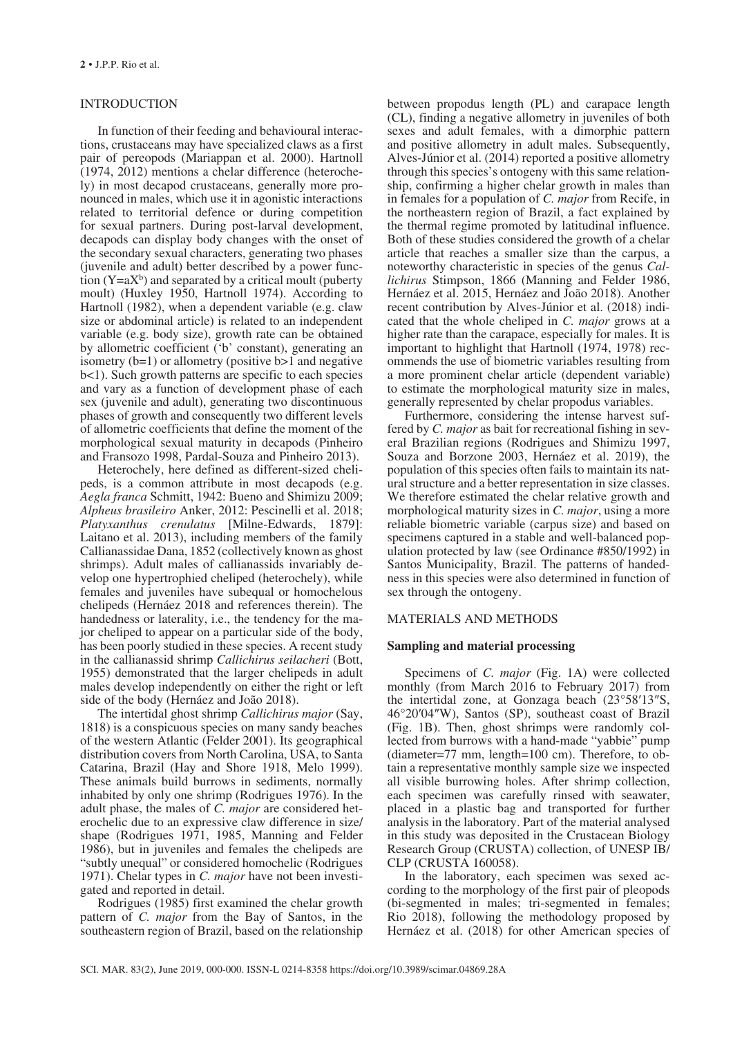## INTRODUCTION

In function of their feeding and behavioural interactions, crustaceans may have specialized claws as a first pair of pereopods (Mariappan et al. 2000). Hartnoll (1974, 2012) mentions a chelar difference (heterochely) in most decapod crustaceans, generally more pronounced in males, which use it in agonistic interactions related to territorial defence or during competition for sexual partners. During post-larval development, decapods can display body changes with the onset of the secondary sexual characters, generating two phases (juvenile and adult) better described by a power function ($Y=aX^b$) and separated by a critical moult (puberty moult) (Huxley 1950, Hartnoll 1974). According to Hartnoll (1982), when a dependent variable (e.g. claw size or abdominal article) is related to an independent variable (e.g. body size), growth rate can be obtained by allometric coefficient ('b' constant), generating an isometry (b=1) or allometry (positive b>1 and negative b<1). Such growth patterns are specific to each species and vary as a function of development phase of each sex (juvenile and adult), generating two discontinuous phases of growth and consequently two different levels of allometric coefficients that define the moment of the morphological sexual maturity in decapods (Pinheiro and Fransozo 1998, Pardal-Souza and Pinheiro 2013).

Heterochely, here defined as different-sized chelipeds, is a common attribute in most decapods (e.g. *Aegla franca* Schmitt, 1942: Bueno and Shimizu 2009; *Alpheus brasileiro* Anker, 2012: Pescinelli et al. 2018; *Platyxanthus crenulatus* [Milne-Edwards, 1879]: Laitano et al. 2013), including members of the family Callianassidae Dana, 1852 (collectively known as ghost shrimps). Adult males of callianassids invariably develop one hypertrophied cheliped (heterochely), while females and juveniles have subequal or homochelous chelipeds (Hernáez 2018 and references therein). The handedness or laterality, i.e., the tendency for the major cheliped to appear on a particular side of the body, has been poorly studied in these species. A recent study in the callianassid shrimp *Callichirus seilacheri* (Bott, 1955) demonstrated that the larger chelipeds in adult males develop independently on either the right or left side of the body (Hernáez and João 2018).

The intertidal ghost shrimp *Callichirus major* (Say, 1818) is a conspicuous species on many sandy beaches of the western Atlantic (Felder 2001). Its geographical distribution covers from North Carolina, USA, to Santa Catarina, Brazil (Hay and Shore 1918, Melo 1999). These animals build burrows in sediments, normally inhabited by only one shrimp (Rodrigues 1976). In the adult phase, the males of *C. major* are considered heterochelic due to an expressive claw difference in size/shape (Rodrigues 1971, 1985, Manning and Felder 1986), but in juveniles and females the chelipeds are "subtly unequal" or considered homochelic (Rodrigues 1971). Chelar types in *C. major* have not been investigated and reported in detail.

Rodrigues (1985) first examined the chelar growth pattern of *C. major* from the Bay of Santos, in the southeastern region of Brazil, based on the relationship between propodus length (PL) and carapace length (CL), finding a negative allometry in juveniles of both sexes and adult females, with a dimorphic pattern and positive allometry in adult males. Subsequently, Alves-Júnior et al. (2014) reported a positive allometry through this species's ontogeny with this same relationship, confirming a higher chelar growth in males than in females for a population of *C. major* from Recife, in the northeastern region of Brazil, a fact explained by the thermal regime promoted by latitudinal influence. Both of these studies considered the growth of a chelar article that reaches a smaller size than the carpus, a noteworthy characteristic in species of the genus *Callichirus* Stimpson, 1866 (Manning and Felder 1986, Hernáez et al. 2015, Hernáez and João 2018). Another recent contribution by Alves-Júnior et al. (2018) indicated that the whole cheliped in *C. major* grows at a higher rate than the carapace, especially for males. It is important to highlight that Hartnoll (1974, 1978) recommends the use of biometric variables resulting from a more prominent chelar article (dependent variable) to estimate the morphological maturity size in males, generally represented by chelar propodus variables.

Furthermore, considering the intense harvest suffered by *C. major* as bait for recreational fishing in several Brazilian regions (Rodrigues and Shimizu 1997, Souza and Borzone 2003, Hernáez et al. 2019), the population of this species often fails to maintain its natural structure and a better representation in size classes. We therefore estimated the chelar relative growth and morphological maturity sizes in *C. major*, using a more reliable biometric variable (carpus size) and based on specimens captured in a stable and well-balanced population protected by law (see Ordinance #850/1992) in Santos Municipality, Brazil. The patterns of handedness in this species were also determined in function of sex through the ontogeny.

## MATERIALS AND METHODS

### Sampling and material processing

Specimens of *C. major* (Fig. 1A) were collected monthly (from March 2016 to February 2017) from the intertidal zone, at Gonzaga beach (23°58′13″S, 46°20′04″W), Santos (SP), southeast coast of Brazil (Fig. 1B). Then, ghost shrimps were randomly collected from burrows with a hand-made "yabbie" pump (diameter=77 mm, length=100 cm). Therefore, to obtain a representative monthly sample size we inspected all visible burrowing holes. After shrimp collection, each specimen was carefully rinsed with seawater, placed in a plastic bag and transported for further analysis in the laboratory. Part of the material analysed in this study was deposited in the Crustacean Biology Research Group (CRUSTA) collection, of UNESP IB/CLP (CRUSTA 160058).

In the laboratory, each specimen was sexed according to the morphology of the first pair of pleopods (bi-segmented in males; tri-segmented in females; Rio 2018), following the methodology proposed by Hernáez et al. (2018) for other American species of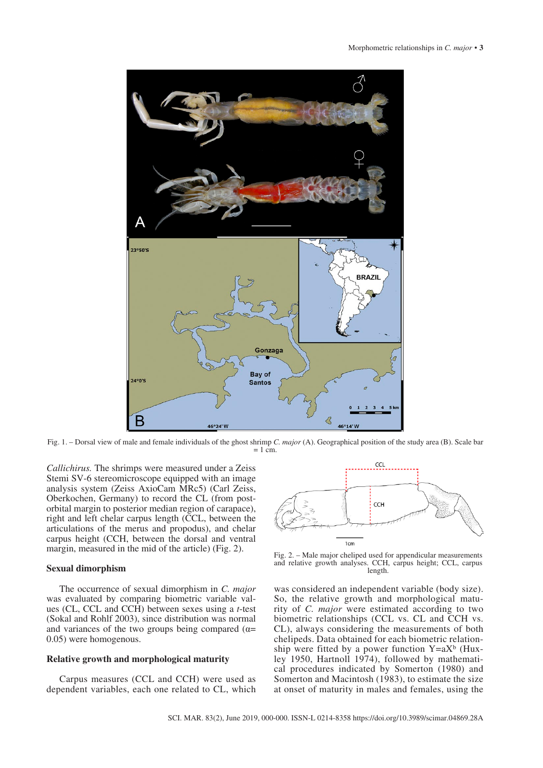Fig. 1. – Dorsal view of male and female individuals of the ghost shrimp *C. major* (A). Geographical position of the study area (B). Scale bar = 1 cm.

*Callichirus.* The shrimps were measured under a Zeiss Stemi SV-6 stereomicroscope equipped with an image analysis system (Zeiss AxioCam MRc5) (Carl Zeiss, Oberkochen, Germany) to record the CL (from post-orbital margin to posterior median region of carapace), right and left chelar carpus length (CCL, between the articulations of the merus and propodus), and chelar carpus height (CCH, between the dorsal and ventral margin, measured in the mid of the article) (Fig. 2).

Fig. 2. – Male major cheliped used for appendicular measurements and relative growth analyses. CCH, carpus height; CCL, carpus length.

### Sexual dimorphism

The occurrence of sexual dimorphism in *C. major* was evaluated by comparing biometric variable values (CL, CCL and CCH) between sexes using a *t*-test (Sokal and Rohlf 2003), since distribution was normal and variances of the two groups being compared ($\alpha$= 0.05) were homogenous.

### Relative growth and morphological maturity

Carpus measures (CCL and CCH) were used as dependent variables, each one related to CL, which was considered an independent variable (body size). So, the relative growth and morphological maturity of *C. major* were estimated according to two biometric relationships (CCL vs. CL and CCH vs. CL), always considering the measurements of both chelipeds. Data obtained for each biometric relationship were fitted by a power function $Y=aX^b$ (Huxley 1950, Hartnoll 1974), followed by mathematical procedures indicated by Somerton (1980) and Somerton and Macintosh (1983), to estimate the size at onset of maturity in males and females, using the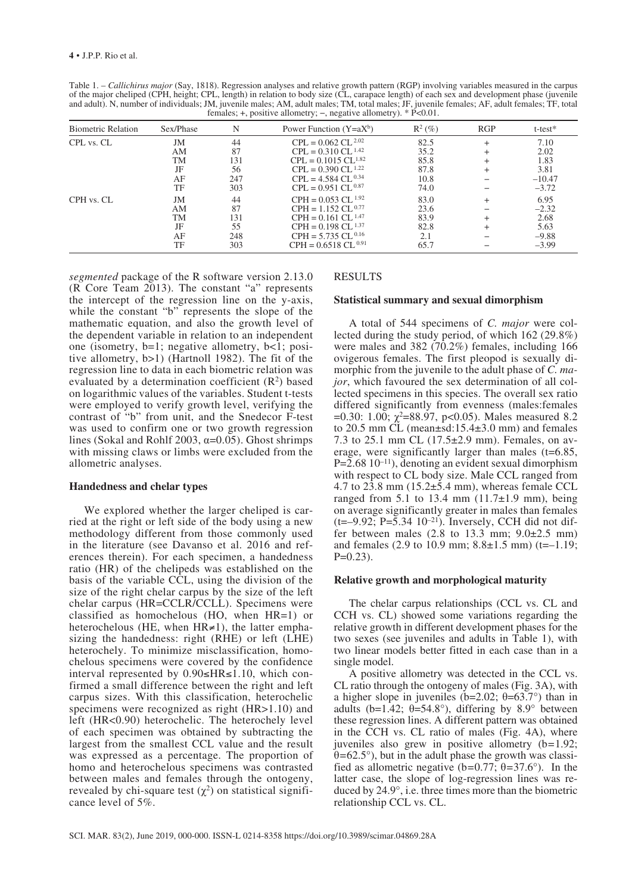Table 1. – *Callichirus major* (Say, 1818). Regression analyses and relative growth pattern (RGP) involving variables measured in the carpus of the major cheliped (CPH, height; CPL, length) in relation to body size (CL, carapace length) of each sex and development phase (juvenile and adult). N, number of individuals; JM, juvenile males; AM, adult males; TM, total males; JF, juvenile females; AF, adult females; TF, total females; +, positive allometry; –, negative allometry). * P<0.01.

| Biometric Relation | Sex/Phase | N | Power Function ($Y=aX^b$) | $R^2$ (%) | RGP | t-test* |
|---|---|---|---|---|---|---|
| CPL vs. CL | JM | 44 | $CPL = 0.062\ CL^{2.02}$ | 82.5 | + | 7.10 |
| | AM | 87 | $CPL = 0.310\ CL^{1.42}$ | 35.2 | + | 2.02 |
| | TM | 131 | $CPL = 0.1015\ CL^{1.82}$ | 85.8 | + | 1.83 |
| | JF | 56 | $CPL = 0.390\ CL^{1.22}$ | 87.8 | + | 3.81 |
| | AF | 247 | $CPL = 4.584\ CL^{0.34}$ | 10.8 | – | –10.47 |
| | TF | 303 | $CPL = 0.951\ CL^{0.87}$ | 74.0 | – | –3.72 |
| CPH vs. CL | JM | 44 | $CPH = 0.053\ CL^{1.92}$ | 83.0 | + | 6.95 |
| | AM | 87 | $CPH = 1.152\ CL^{0.77}$ | 23.6 | – | –2.32 |
| | TM | 131 | $CPH = 0.161\ CL^{1.47}$ | 83.9 | + | 2.68 |
| | JF | 55 | $CPH = 0.198\ CL^{1.37}$ | 82.8 | + | 5.63 |
| | AF | 248 | $CPH = 5.735\ CL^{0.16}$ | 2.1 | – | –9.88 |
| | TF | 303 | $CPH = 0.6518\ CL^{0.91}$ | 65.7 | – | –3.99 |

*segmented* package of the R software version 2.13.0 (R Core Team 2013). The constant "a" represents the intercept of the regression line on the y-axis, while the constant "b" represents the slope of the mathematic equation, and also the growth level of the dependent variable in relation to an independent one (isometry, b=1; negative allometry, b<1; positive allometry, b>1) (Hartnoll 1982). The fit of the regression line to data in each biometric relation was evaluated by a determination coefficient ($R^2$) based on logarithmic values of the variables. Student t-tests were employed to verify growth level, verifying the contrast of "b" from unit, and the Snedecor F-test was used to confirm one or two growth regression lines (Sokal and Rohlf 2003, $\alpha$=0.05). Ghost shrimps with missing claws or limbs were excluded from the allometric analyses.

### Handedness and chelar types

We explored whether the larger cheliped is carried at the right or left side of the body using a new methodology different from those commonly used in the literature (see Davanso et al. 2016 and references therein). For each specimen, a handedness ratio (HR) of the chelipeds was established on the basis of the variable CCL, using the division of the size of the right chelar carpus by the size of the left chelar carpus (HR=CCLR/CCLL). Specimens were classified as homochelous (HO, when HR=1) or heterochelous (HE, when HR≠1), the latter emphasizing the handedness: right (RHE) or left (LHE) heterochely. To minimize misclassification, homochelous specimens were covered by the confidence interval represented by 0.90≤HR≤1.10, which confirmed a small difference between the right and left carpus sizes. With this classification, heterochelic specimens were recognized as right (HR>1.10) and left (HR<0.90) heterochelic. The heterochely level of each specimen was obtained by subtracting the largest from the smallest CCL value and the result was expressed as a percentage. The proportion of homo and heterochelous specimens was contrasted between males and females through the ontogeny, revealed by chi-square test ($\chi^2$) on statistical significance level of 5%.

## RESULTS

### Statistical summary and sexual dimorphism

A total of 544 specimens of *C. major* were collected during the study period, of which 162 (29.8%) were males and 382 (70.2%) females, including 166 ovigerous females. The first pleopod is sexually dimorphic from the juvenile to the adult phase of *C. major*, which favoured the sex determination of all collected specimens in this species. The overall sex ratio differed significantly from evenness (males:females =0.30: 1.00; $\chi^2$=88.97, p<0.05). Males measured 8.2 to 20.5 mm CL (mean±sd:15.4±3.0 mm) and females 7.3 to 25.1 mm CL (17.5±2.9 mm). Females, on average, were significantly larger than males (t=6.85, P=2.68 $10^{-11}$), denoting an evident sexual dimorphism with respect to CL body size. Male CCL ranged from 4.7 to 23.8 mm (15.2±5.4 mm), whereas female CCL ranged from 5.1 to 13.4 mm (11.7±1.9 mm), being on average significantly greater in males than females (t=–9.92; P=5.34 $10^{-21}$). Inversely, CCH did not differ between males (2.8 to 13.3 mm; 9.0±2.5 mm) and females (2.9 to 10.9 mm; 8.8±1.5 mm) (t=–1.19; P=0.23).

### Relative growth and morphological maturity

The chelar carpus relationships (CCL vs. CL and CCH vs. CL) showed some variations regarding the relative growth in different development phases for the two sexes (see juveniles and adults in Table 1), with two linear models better fitted in each case than in a single model.

A positive allometry was detected in the CCL vs. CL ratio through the ontogeny of males (Fig. 3A), with a higher slope in juveniles (b=2.02; θ=63.7°) than in adults (b=1.42; θ=54.8°), differing by 8.9° between these regression lines. A different pattern was obtained in the CCH vs. CL ratio of males (Fig. 4A), where juveniles also grew in positive allometry (b=1.92; θ=62.5°), but in the adult phase the growth was classified as allometric negative (b=0.77; θ=37.6°). In the latter case, the slope of log-regression lines was reduced by 24.9°, i.e. three times more than the biometric relationship CCL vs. CL.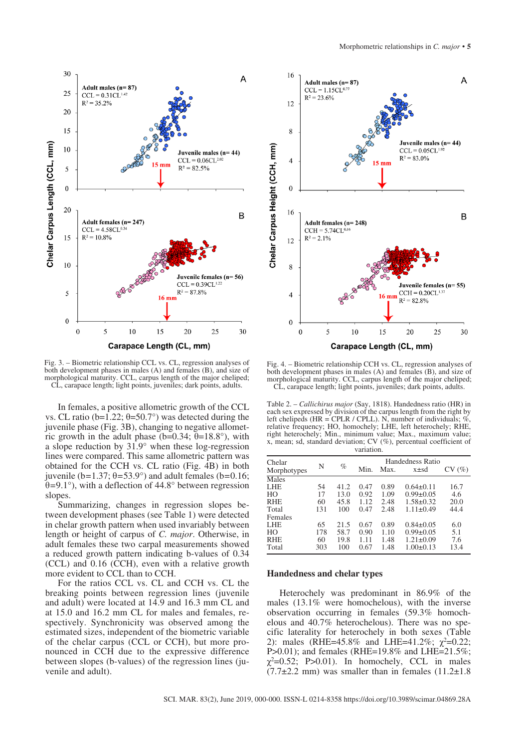Fig. 3. – Biometric relationship CCL vs. CL, regression analyses of both development phases in males (A) and females (B), and size of morphological maturity. CCL, carpus length of the major cheliped; CL, carapace length; light points, juveniles; dark points, adults.

Fig. 4. – Biometric relationship CCH vs. CL, regression analyses of both development phases in males (A) and females (B), and size of morphological maturity. CCL, carpus length of the major cheliped; CL, carapace length; light points, juveniles; dark points, adults.

In females, a positive allometric growth of the CCL vs. CL ratio (b=1.22; θ=50.7°) was detected during the juvenile phase (Fig. 3B), changing to negative allometric growth in the adult phase (b=0.34; θ=18.8°), with a slope reduction by 31.9° when these log-regression lines were compared. This same allometric pattern was obtained for the CCH vs. CL ratio (Fig. 4B) in both juvenile (b=1.37; θ=53.9°) and adult females (b=0.16; θ=9.1°), with a deflection of 44.8° between regression slopes.

Summarizing, changes in regression slopes between development phases (see Table 1) were detected in chelar growth pattern when used invariably between length or height of carpus of *C. major*. Otherwise, in adult females these two carpal measurements showed a reduced growth pattern indicating b-values of 0.34 (CCL) and 0.16 (CCH), even with a relative growth more evident to CCL than to CCH.

For the ratios CCL vs. CL and CCH vs. CL the breaking points between regression lines (juvenile and adult) were located at 14.8 and 16.3 mm CL and at 15.0 and 16.2 mm CL for males and females, respectively. Synchronicity was observed among the estimated sizes, independent of the biometric variable of the chelar carpus (CCL or CCH), but more pronounced in CCH due to the expressive difference between slopes (b-values) of the regression lines (juvenile and adult).

Table 2. – *Callichirus major* (Say, 1818). Handedness ratio (HR) in each sex expressed by division of the carpus length from the right by left chelipeds (HR = CPLR / CPLL). N, number of individuals; %, relative frequency; HO, homochely; LHE, left heterochely; RHE, right heterochely; Min., minimum value; Max., maximum value; x, mean; sd, standard deviation; CV (%), percentual coefficient of variation.

| Chelar Morphotypes | N | % | Handedness Ratio | | | |
|---|---|---|---|---|---|---|
| | | | Min. | Max. | x±sd | CV (%) |
| Males | | | | | | |
| LHE | 54 | 41.2 | 0.47 | 0.89 | 0.64±0.11 | 16.7 |
| HO | 17 | 13.0 | 0.92 | 1.09 | 0.99±0.05 | 4.6 |
| RHE | 60 | 45.8 | 1.12 | 2.48 | 1.58±0.32 | 20.0 |
| Total | 131 | 100 | 0.47 | 2.48 | 1.11±0.49 | 44.4 |
| Females | | | | | | |
| LHE | 65 | 21.5 | 0.67 | 0.89 | 0.84±0.05 | 6.0 |
| HO | 178 | 58.7 | 0.90 | 1.10 | 0.99±0.05 | 5.1 |
| RHE | 60 | 19.8 | 1.11 | 1.48 | 1.21±0.09 | 7.6 |
| Total | 303 | 100 | 0.67 | 1.48 | 1.00±0.13 | 13.4 |

## Handedness and chelar types

Heterochely was predominant in 86.9% of the males (13.1% were homochelous), with the inverse observation occurring in females (59.3% homochelous and 40.7% heterochelous). There was no specific laterality for heterochely in both sexes (Table 2): males (RHE=45.8% and LHE=41.2%; $\chi^2$=0.22; P>0.01); and females (RHE=19.8% and LHE=21.5%; $\chi^2$=0.52; P>0.01). In homochely, CCL in males (7.7±2.2 mm) was smaller than in females (11.2±1.8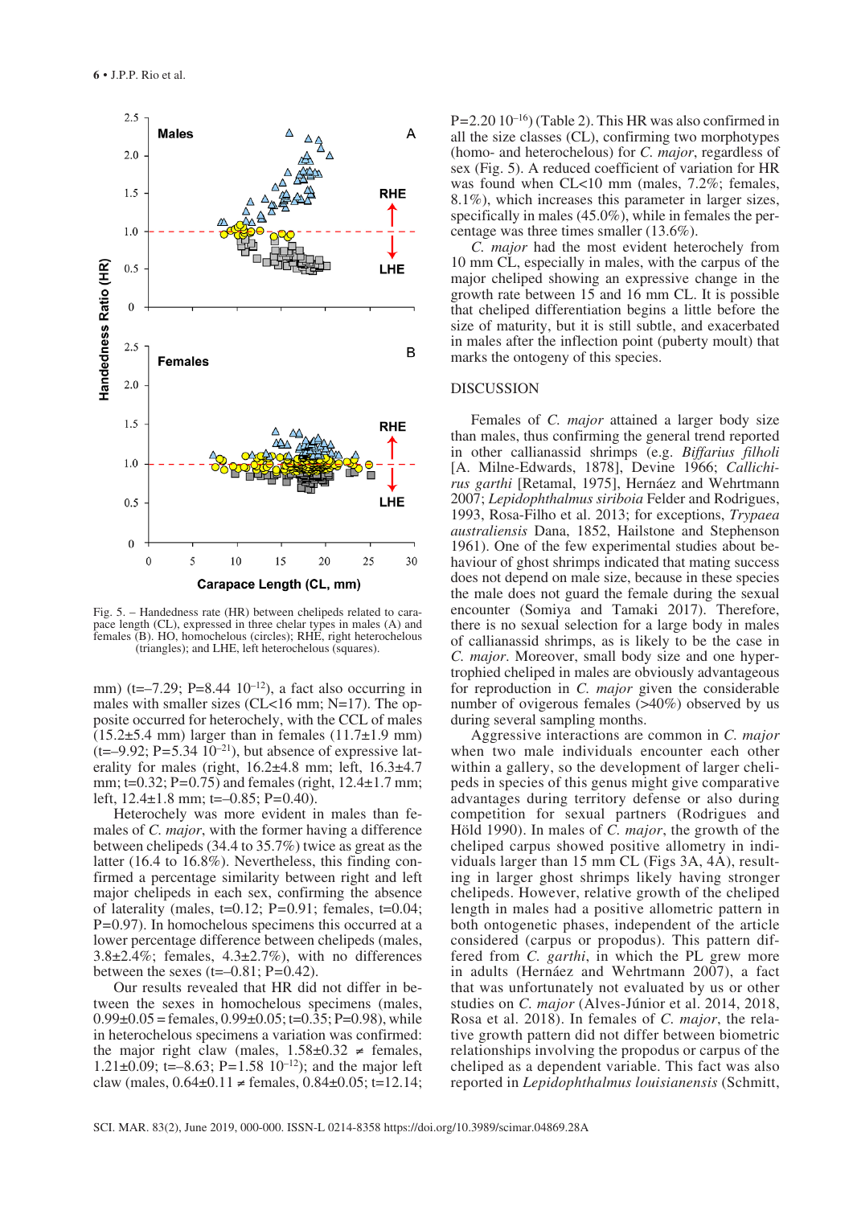Fig. 5. – Handedness rate (HR) between chelipeds related to carapace length (CL), expressed in three chelar types in males (A) and females (B). HO, homochelous (circles); RHE, right heterochelous (triangles); and LHE, left heterochelous (squares).

mm) (t=–7.29; P=8.44 $10^{-12}$), a fact also occurring in males with smaller sizes (CL<16 mm; N=17). The opposite occurred for heterochely, with the CCL of males (15.2±5.4 mm) larger than in females (11.7±1.9 mm) (t=–9.92; P=5.34 $10^{-21}$), but absence of expressive laterality for males (right, 16.2±4.8 mm; left, 16.3±4.7 mm; t=0.32; P=0.75) and females (right, 12.4±1.7 mm; left, 12.4±1.8 mm; t=–0.85; P=0.40).

Heterochely was more evident in males than females of *C. major*, with the former having a difference between chelipeds (34.4 to 35.7%) twice as great as the latter (16.4 to 16.8%). Nevertheless, this finding confirmed a percentage similarity between right and left major chelipeds in each sex, confirming the absence of laterality (males, t=0.12; P=0.91; females, t=0.04; P=0.97). In homochelous specimens this occurred at a lower percentage difference between chelipeds (males, 3.8±2.4%; females, 4.3±2.7%), with no differences between the sexes (t=–0.81; P=0.42).

Our results revealed that HR did not differ in between the sexes in homochelous specimens (males, 0.99±0.05 = females, 0.99±0.05; t=0.35; P=0.98), while in heterochelous specimens a variation was confirmed: the major right claw (males, 1.58±0.32 ≠ females, 1.21±0.09; t=–8.63; P=1.58 $10^{-12}$); and the major left claw (males, 0.64±0.11 ≠ females, 0.84±0.05; t=12.14; P=2.20 $10^{-16}$) (Table 2). This HR was also confirmed in all the size classes (CL), confirming two morphotypes (homo- and heterochelous) for *C. major*, regardless of sex (Fig. 5). A reduced coefficient of variation for HR was found when CL<10 mm (males, 7.2%; females, 8.1%), which increases this parameter in larger sizes, specifically in males (45.0%), while in females the percentage was three times smaller (13.6%).

*C. major* had the most evident heterochely from 10 mm CL, especially in males, with the carpus of the major cheliped showing an expressive change in the growth rate between 15 and 16 mm CL. It is possible that cheliped differentiation begins a little before the size of maturity, but it is still subtle, and exacerbated in males after the inflection point (puberty moult) that marks the ontogeny of this species.

## DISCUSSION

Females of *C. major* attained a larger body size than males, thus confirming the general trend reported in other callianassid shrimps (e.g. *Biffarius filholi* [A. Milne-Edwards, 1878], Devine 1966; *Callichirus garthi* [Retamal, 1975], Hernáez and Wehrtmann 2007; *Lepidophthalmus siriboia* Felder and Rodrigues, 1993, Rosa-Filho et al. 2013; for exceptions, *Trypaea australiensis* Dana, 1852, Hailstone and Stephenson 1961). One of the few experimental studies about behaviour of ghost shrimps indicated that mating success does not depend on male size, because in these species the male does not guard the female during the sexual encounter (Somiya and Tamaki 2017). Therefore, there is no sexual selection for a large body in males of callianassid shrimps, as is likely to be the case in *C. major*. Moreover, small body size and one hypertrophied cheliped in males are obviously advantageous for reproduction in *C. major* given the considerable number of ovigerous females (>40%) observed by us during several sampling months.

Aggressive interactions are common in *C. major* when two male individuals encounter each other within a gallery, so the development of larger chelipeds in species of this genus might give comparative advantages during territory defense or also during competition for sexual partners (Rodrigues and Höld 1990). In males of *C. major*, the growth of the cheliped carpus showed positive allometry in individuals larger than 15 mm CL (Figs 3A, 4A), resulting in larger ghost shrimps likely having stronger chelipeds. However, relative growth of the cheliped length in males had a positive allometric pattern in both ontogenetic phases, independent of the article considered (carpus or propodus). This pattern differed from *C. garthi*, in which the PL grew more in adults (Hernáez and Wehrtmann 2007), a fact that was unfortunately not evaluated by us or other studies on *C. major* (Alves-Júnior et al. 2014, 2018, Rosa et al. 2018). In females of *C. major*, the relative growth pattern did not differ between biometric relationships involving the propodus or carpus of the cheliped as a dependent variable. This fact was also reported in *Lepidophthalmus louisianensis* (Schmitt,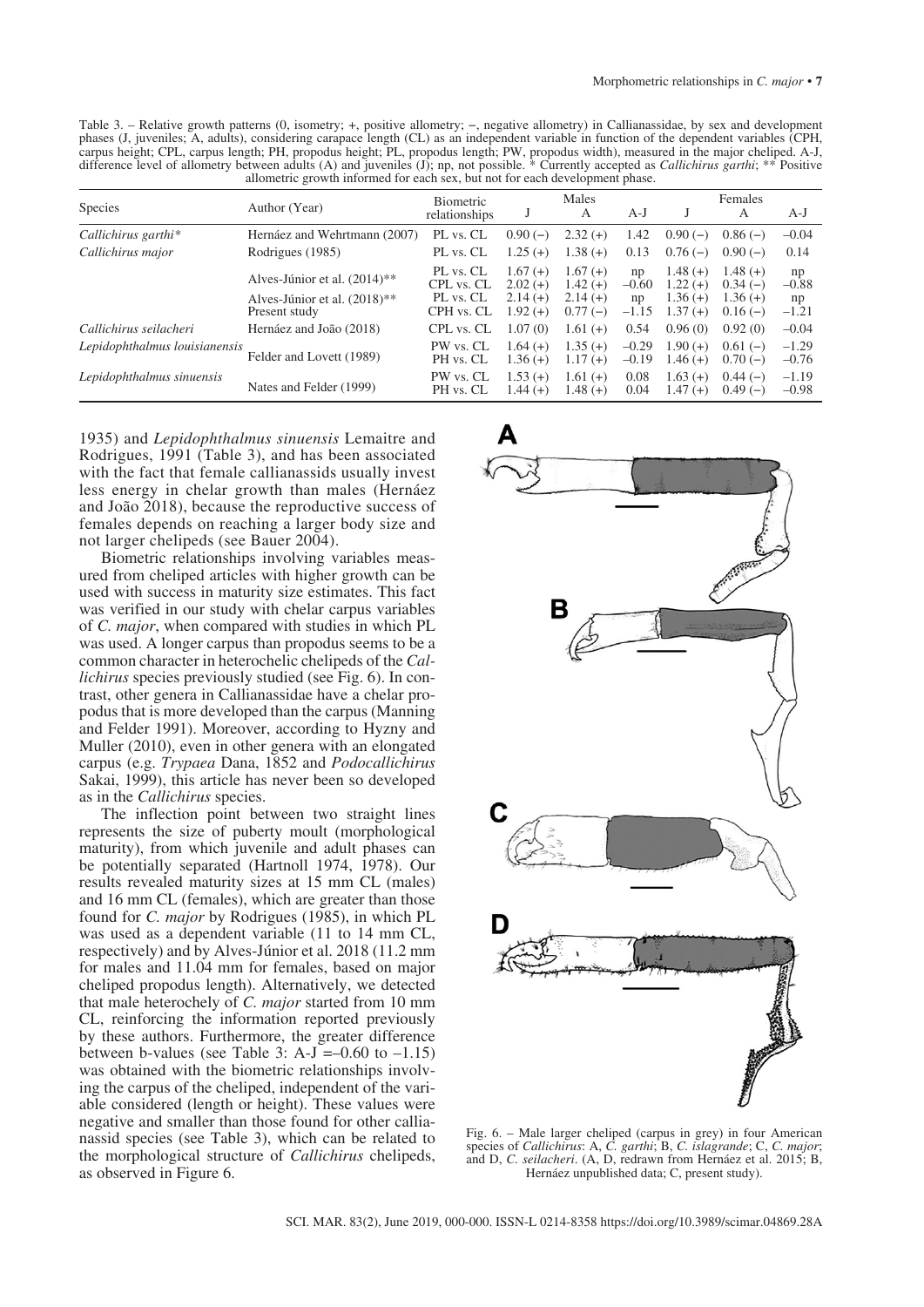Table 3. – Relative growth patterns (0, isometry; +, positive allometry; –, negative allometry) in Callianassidae, by sex and development phases (J, juveniles; A, adults), considering carapace length (CL) as an independent variable in function of the dependent variables (CPH, carpus height; CPL, carpus length; PH, propodus height; PL, propodus length; PW, propodus width), measured in the major cheliped. A-J, difference level of allometry between adults (A) and juveniles (J); np, not possible. * Currently accepted as *Callichirus garthi*; ** Positive allometric growth informed for each sex, but not for each development phase.

| Species | Author (Year) | Biometric relationships | Males | | | Females | | |
|---|---|---|---|---|---|---|---|---|
| | | | J | A | A-J | J | A | A-J |
| *Callichirus garthi** | Hernáez and Wehrtmann (2007) | PL vs. CL | 0.90 (–) | 2.32 (+) | 1.42 | 0.90 (–) | 0.86 (–) | –0.04 |
| *Callichirus major* | Rodrigues (1985) | PL vs. CL | 1.25 (+) | 1.38 (+) | 0.13 | 0.76 (–) | 0.90 (–) | 0.14 |
| | Alves-Júnior et al. (2014)** | PL vs. CL | 1.67 (+) | 1.67 (+) | np | 1.48 (+) | 1.48 (+) | np |
| | | CPL vs. CL | 2.02 (+) | 1.42 (+) | –0.60 | 1.22 (+) | 0.34 (–) | –0.88 |
| | Alves-Júnior et al. (2018)** | PL vs. CL | 2.14 (+) | 2.14 (+) | np | 1.36 (+) | 1.36 (+) | np |
| | Present study | CPH vs. CL | 1.92 (+) | 0.77 (–) | –1.15 | 1.37 (+) | 0.16 (–) | –1.21 |
| *Callichirus seilacheri* | Hernáez and João (2018) | CPL vs. CL | 1.07 (0) | 1.61 (+) | 0.54 | 0.96 (0) | 0.92 (0) | –0.04 |
| *Lepidophthalmus louisianensis* | Felder and Lovett (1989) | PW vs. CL | 1.64 (+) | 1.35 (+) | –0.29 | 1.90 (+) | 0.61 (–) | –1.29 |
| | | PH vs. CL | 1.36 (+) | 1.17 (+) | –0.19 | 1.46 (+) | 0.70 (–) | –0.76 |
| *Lepidophthalmus sinuensis* | Nates and Felder (1999) | PW vs. CL | 1.53 (+) | 1.61 (+) | 0.08 | 1.63 (+) | 0.44 (–) | –1.19 |
| | | PH vs. CL | 1.44 (+) | 1.48 (+) | 0.04 | 1.47 (+) | 0.49 (–) | –0.98 |

1935) and *Lepidophthalmus sinuensis* Lemaitre and Rodrigues, 1991 (Table 3), and has been associated with the fact that female callianassids usually invest less energy in chelar growth than males (Hernáez and João 2018), because the reproductive success of females depends on reaching a larger body size and not larger chelipeds (see Bauer 2004).

Biometric relationships involving variables measured from cheliped articles with higher growth can be used with success in maturity size estimates. This fact was verified in our study with chelar carpus variables of *C. major*, when compared with studies in which PL was used. A longer carpus than propodus seems to be a common character in heterochelic chelipeds of the *Callichirus* species previously studied (see Fig. 6). In contrast, other genera in Callianassidae have a chelar propodus that is more developed than the carpus (Manning and Felder 1991). Moreover, according to Hyzny and Muller (2010), even in other genera with an elongated carpus (e.g. *Trypaea* Dana, 1852 and *Podocallichirus* Sakai, 1999), this article has never been so developed as in the *Callichirus* species.

The inflection point between two straight lines represents the size of puberty moult (morphological maturity), from which juvenile and adult phases can be potentially separated (Hartnoll 1974, 1978). Our results revealed maturity sizes at 15 mm CL (males) and 16 mm CL (females), which are greater than those found for *C. major* by Rodrigues (1985), in which PL was used as a dependent variable (11 to 14 mm CL, respectively) and by Alves-Júnior et al. 2018 (11.2 mm for males and 11.04 mm for females, based on major cheliped propodus length). Alternatively, we detected that male heterochely of *C. major* started from 10 mm CL, reinforcing the information reported previously by these authors. Furthermore, the greater difference between b-values (see Table 3: A-J =–0.60 to –1.15) was obtained with the biometric relationships involving the carpus of the cheliped, independent of the variable considered (length or height). These values were negative and smaller than those found for other callianassid species (see Table 3), which can be related to the morphological structure of *Callichirus* chelipeds, as observed in Figure 6.

Fig. 6. – Male larger cheliped (carpus in grey) in four American species of *Callichirus*: A, *C. garthi*; B, *C. islagrande*; C, *C. major*; and D, *C. seilacheri*. (A, D, redrawn from Hernáez et al. 2015; B, Hernáez unpublished data; C, present study).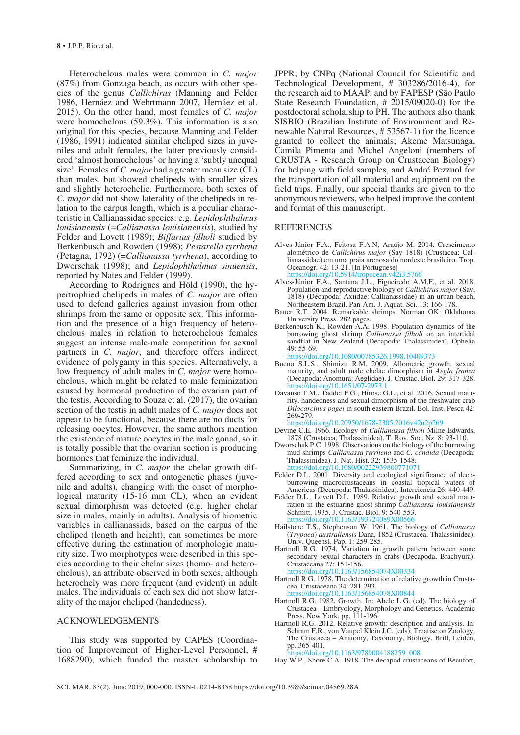Heterochelous males were common in *C. major* (87%) from Gonzaga beach, as occurs with other species of the genus *Callichirus* (Manning and Felder 1986, Hernáez and Wehrtmann 2007, Hernáez et al. 2015). On the other hand, most females of *C. major* were homochelous (59.3%). This information is also original for this species, because Manning and Felder (1986, 1991) indicated similar cheliped sizes in juveniles and adult females, the latter previously considered 'almost homochelous' or having a 'subtly unequal size'. Females of *C. major* had a greater mean size (CL) than males, but showed chelipeds with smaller sizes and slightly heterochelic. Furthermore, both sexes of *C. major* did not show laterality of the chelipeds in relation to the carpus length, which is a peculiar characteristic in Callianassidae species: e.g. *Lepidophthalmus louisianensis* (=*Callianassa louisianensis*), studied by Felder and Lovett (1989); *Biffarius filholi* studied by Berkenbusch and Rowden (1998); *Pestarella tyrrhena* (Petagna, 1792) (=*Callianassa tyrrhena*), according to Dworschak (1998); and *Lepidophthalmus sinuensis*, reported by Nates and Felder (1999).

According to Rodrigues and Höld (1990), the hypertrophied chelipeds in males of *C. major* are often used to defend galleries against invasion from other shrimps from the same or opposite sex. This information and the presence of a high frequency of heterochelous males in relation to heterochelous females suggest an intense male-male competition for sexual partners in *C. major*, and therefore offers indirect evidence of polygamy in this species. Alternatively, a low frequency of adult males in *C. major* were homochelous, which might be related to male feminization caused by hormonal production of the ovarian part of the testis. According to Souza et al. (2017), the ovarian section of the testis in adult males of *C. major* does not appear to be functional, because there are no ducts for releasing oocytes. However, the same authors mention the existence of mature oocytes in the male gonad, so it is totally possible that the ovarian section is producing hormones that feminize the individual.

Summarizing, in *C. major* the chelar growth differed according to sex and ontogenetic phases (juvenile and adults), changing with the onset of morphological maturity (15-16 mm CL), when an evident sexual dimorphism was detected (e.g. higher chelar size in males, mainly in adults). Analysis of biometric variables in callianassids, based on the carpus of the cheliped (length and height), can sometimes be more effective during the estimation of morphologic maturity size. Two morphotypes were described in this species according to their chelar sizes (homo- and heterochelous), an attribute observed in both sexes, although heterochely was more frequent (and evident) in adult males. The individuals of each sex did not show laterality of the major cheliped (handedness).

## ACKNOWLEDGEMENTS

This study was supported by CAPES (Coordination of Improvement of Higher-Level Personnel, # 1688290), which funded the master scholarship to JPPR; by CNPq (National Council for Scientific and Technological Development, # 303286/2016-4), for the research aid to MAAP; and by FAPESP (São Paulo State Research Foundation, # 2015/09020-0) for the postdoctoral scholarship to PH. The authors also thank SISBIO (Brazilian Institute of Environment and Renewable Natural Resources, # 53567-1) for the licence granted to collect the animals; Akeme Matsunaga, Camila Pimenta and Michel Angeloni (members of CRUSTA - Research Group on Crustacean Biology) for helping with field samples, and André Pezzuol for the transportation of all material and equipment on the field trips. Finally, our special thanks are given to the anonymous reviewers, who helped improve the content and format of this manuscript.

## REFERENCES

Alves-Júnior F.A., Feitosa F.A.N, Araújo M. 2014. Crescimento alométrico de *Callichirus major* (Say 1818) (Crustacea: Callianassidae) em uma praia arenosa do nordeste brasileiro. Trop. Oceanogr. 42: 13-21. [In Portuguese] https://doi.org/10.5914/tropocean.v42i3.5766

Alves-Júnior F.A., Santana J.L., Figueiredo A.M.F., et al. 2018. Population and reproductive biology of *Callichirus major* (Say, 1818) (Decapoda: Axiidae: Callianassidae) in an urban beach, Northeastern Brazil. Pan-Am. J. Aquat. Sci. 13: 166-178.

Bauer R.T. 2004. Remarkable shrimps. Norman OK: Oklahoma University Press. 282 pages.

Berkenbusch K., Rowden A.A. 1998. Population dynamics of the burrowing ghost shrimp *Callianassa filholi* on an intertidal sandflat in New Zealand (Decapoda: Thalassinidea). Ophelia 49: 55-69. https://doi.org/10.1080/00785326.1998.10409373

Bueno S.L.S., Shimizu R.M. 2009. Allometric growth, sexual maturity, and adult male chelae dimorphism in *Aegla franca* (Decapoda: Anomura: Aeglidae). J. Crustac. Biol. 29: 317-328. https://doi.org/10.1651/07-2973.1

Davanso T.M., Taddei F.G., Hirose G.L., et al. 2016. Sexual maturity, handedness and sexual dimorphism of the freshwater crab *Dilocarcinus pagei* in south eastern Brazil. Bol. Inst. Pesca 42: 269-279. https://doi.org/10.20950/1678-2305.2016v42n2p269

Devine C.E. 1966. Ecology of *Callianassa filholi* Milne-Edwards, 1878 (Crustacea, Thalassinidea). T. Roy. Soc. Nz. 8: 93-110.

Dworschak P.C. 1998. Observations on the biology of the burrowing mud shrimps *Callianassa tyrrhena* and *C. candida* (Decapoda: Thalassinidea). J. Nat. Hist. 32: 1535-1548. https://doi.org/10.1080/00222939800771071

Felder D.L. 2001. Diversity and ecological significance of deep-burrowing macrocrustaceans in coastal tropical waters of Americas (Decapoda: Thalassinidea). Interciencia 26: 440-449.

Felder D.L., Lovett D.L. 1989. Relative growth and sexual maturation in the estuarine ghost shrimp *Callianassa louisianensis* Schmitt, 1935. J. Crustac. Biol. 9: 540-553. https://doi.org/10.1163/193724089X00566

Hailstone T.S., Stephenson W. 1961. The biology of *Callianassa* (*Trypaea*) *australiensis* Dana, 1852 (Crustacea, Thalassinidea). Univ. Queensl. Pap. 1: 259-285.

Hartnoll R.G. 1974. Variation in growth pattern between some secondary sexual characters in crabs (Decapoda, Brachyura). Crustaceana 27: 151-156. https://doi.org/10.1163/156854074X00334

Hartnoll R.G. 1978. The determination of relative growth in Crustacea. Crustaceana 34: 281-293. https://doi.org/10.1163/156854078X00844

Hartnoll R.G. 1982. Growth. In: Abele L.G. (ed), The biology of Crustacea – Embryology, Morphology and Genetics. Academic Press, New York, pp. 111-196.

Hartnoll R.G. 2012. Relative growth: description and analysis. In: Schram F.R., von Vaupel Klein J.C. (eds), Treatise on Zoology. The Crustacea – Anatomy, Taxonomy, Biology. Brill, Leiden, pp. 365-401. https://doi.org/10.1163/9789004188259_008

Hay W.P., Shore C.A. 1918. The decapod crustaceans of Beaufort,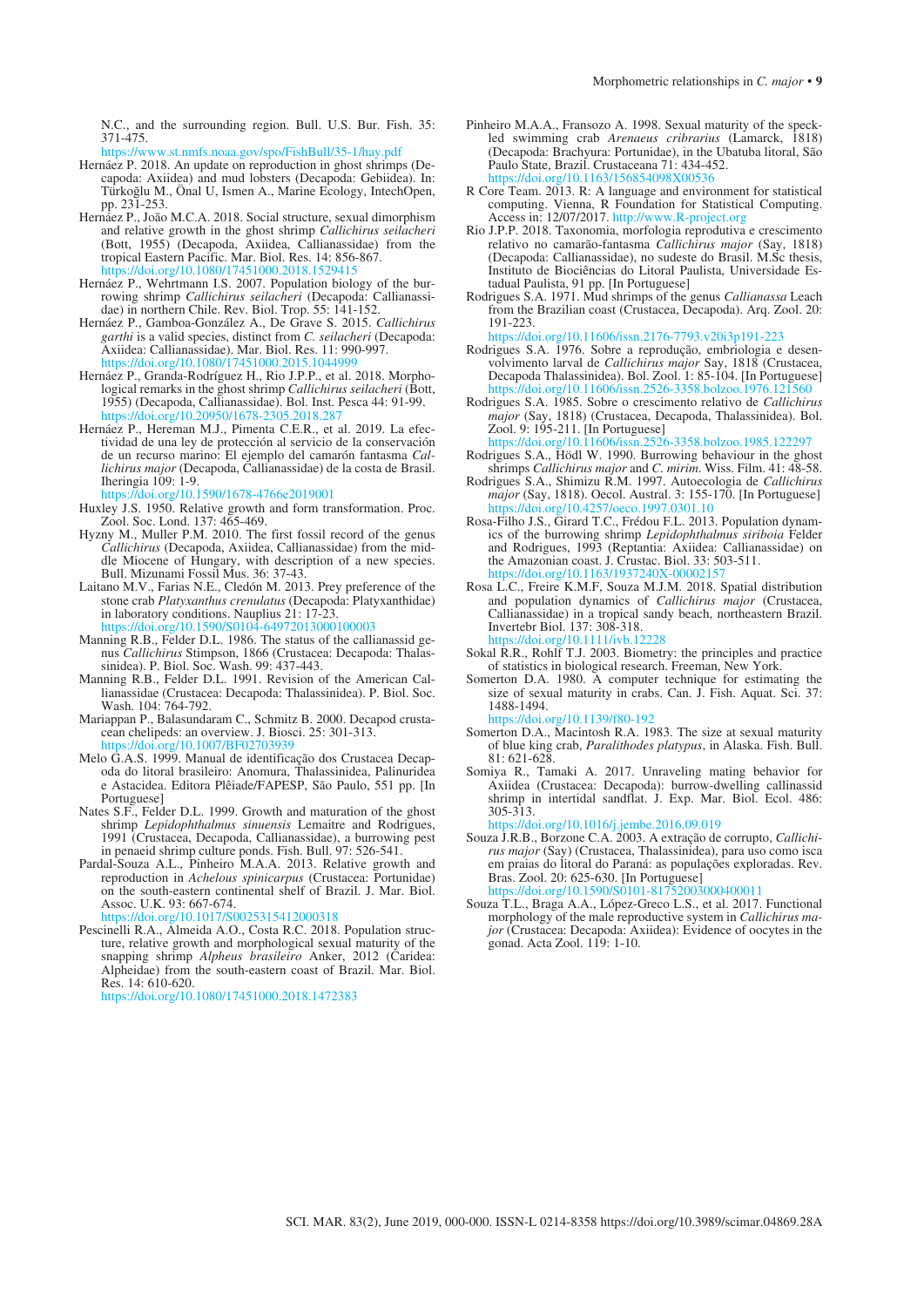N.C., and the surrounding region. Bull. U.S. Bur. Fish. 35: 371-475.
https://www.st.nmfs.noaa.gov/spo/FishBull/35-1/hay.pdf

Hernáez P. 2018. An update on reproduction in ghost shrimps (Decapoda: Axiidea) and mud lobsters (Decapoda: Gebiidea). In: Türkoğlu M., Önal U, Ismen A., Marine Ecology, IntechOpen, pp. 231-253.

Hernáez P., João M.C.A. 2018. Social structure, sexual dimorphism and relative growth in the ghost shrimp *Callichirus seilacheri* (Bott, 1955) (Decapoda, Axiidea, Callianassidae) from the tropical Eastern Pacific. Mar. Biol. Res. 14: 856-867.
https://doi.org/10.1080/17451000.2018.1529415

Hernáez P., Wehrtmann I.S. 2007. Population biology of the burrowing shrimp *Callichirus seilacheri* (Decapoda: Callianassidae) in northern Chile. Rev. Biol. Trop. 55: 141-152.

Hernáez P., Gamboa-González A., De Grave S. 2015. *Callichirus garthi* is a valid species, distinct from *C. seilacheri* (Decapoda: Axiidea: Callianassidae). Mar. Biol. Res. 11: 990-997.
https://doi.org/10.1080/17451000.2015.1044999

Hernáez P., Granda-Rodríguez H., Rio J.P.P., et al. 2018. Morphological remarks in the ghost shrimp *Callichirus seilacheri* (Bott, 1955) (Decapoda, Callianassidae). Bol. Inst. Pesca 44: 91-99.
https://doi.org/10.20950/1678-2305.2018.287

Hernáez P., Hereman M.J., Pimenta C.E.R., et al. 2019. La efectividad de una ley de protección al servicio de la conservación de un recurso marino: El ejemplo del camarón fantasma *Callichirus major* (Decapoda, Callianassidae) de la costa de Brasil. Iheringia 109: 1-9.
https://doi.org/10.1590/1678-4766e2019001

Huxley J.S. 1950. Relative growth and form transformation. Proc. Zool. Soc. Lond. 137: 465-469.

Hyzny M., Muller P.M. 2010. The first fossil record of the genus *Callichirus* (Decapoda, Axiidea, Callianassidae) from the middle Miocene of Hungary, with description of a new species. Bull. Mizunami Fossil Mus. 36: 37-43.

Laitano M.V., Farias N.E., Cledón M. 2013. Prey preference of the stone crab *Platyxanthus crenulatus* (Decapoda: Platyxanthidae) in laboratory conditions. Nauplius 21: 17-23.
https://doi.org/10.1590/S0104-64972013000100003

Manning R.B., Felder D.L. 1986. The status of the callianassid genus *Callichirus* Stimpson, 1866 (Crustacea: Decapoda: Thalassinidea). P. Biol. Soc. Wash. 99: 437-443.

Manning R.B., Felder D.L. 1991. Revision of the American Callianassidae (Crustacea: Decapoda: Thalassinidea). P. Biol. Soc. Wash. 104: 764-792.

Mariappan P., Balasundaram C., Schmitz B. 2000. Decapod crustacean chelipeds: an overview. J. Biosci. 25: 301-313.
https://doi.org/10.1007/BF02703939

Melo G.A.S. 1999. Manual de identificação dos Crustacea Decapoda do litoral brasileiro: Anomura, Thalassinidea, Palinuridea e Astacidea. Editora Plêiade/FAPESP, São Paulo, 551 pp. [In Portuguese]

Nates S.F., Felder D.L. 1999. Growth and maturation of the ghost shrimp *Lepidophthalmus sinuensis* Lemaitre and Rodrigues, 1991 (Crustacea, Decapoda, Callianassidae), a burrowing pest in penaeid shrimp culture ponds. Fish. Bull. 97: 526-541.

Pardal-Souza A.L., Pinheiro M.A.A. 2013. Relative growth and reproduction in *Achelous spinicarpus* (Crustacea: Portunidae) on the south-eastern continental shelf of Brazil. J. Mar. Biol. Assoc. U.K. 93: 667-674.
https://doi.org/10.1017/S0025315412000318

Pescinelli R.A., Almeida A.O., Costa R.C. 2018. Population structure, relative growth and morphological sexual maturity of the snapping shrimp *Alpheus brasileiro* Anker, 2012 (Caridea: Alpheidae) from the south-eastern coast of Brazil. Mar. Biol. Res. 14: 610-620.
https://doi.org/10.1080/17451000.2018.1472383

Pinheiro M.A.A., Fransozo A. 1998. Sexual maturity of the speckled swimming crab *Arenaeus cribrarius* (Lamarck, 1818) (Decapoda: Brachyura: Portunidae), in the Ubatuba litoral, São Paulo State, Brazil. Crustaceana 71: 434-452.
https://doi.org/10.1163/156854098X00536

R Core Team. 2013. R: A language and environment for statistical computing. Vienna, R Foundation for Statistical Computing. Access in: 12/07/2017. http://www.R-project.org

Rio J.P.P. 2018. Taxonomia, morfologia reprodutiva e crescimento relativo no camarão-fantasma *Callichirus major* (Say, 1818) (Decapoda: Callianassidae), no sudeste do Brasil. M.Sc thesis, Instituto de Biociências do Litoral Paulista, Universidade Estadual Paulista, 91 pp. [In Portuguese]

Rodrigues S.A. 1971. Mud shrimps of the genus *Callianassa* Leach from the Brazilian coast (Crustacea, Decapoda). Arq. Zool. 20: 191-223.
https://doi.org/10.11606/issn.2176-7793.v20i3p191-223

Rodrigues S.A. 1976. Sobre a reprodução, embriologia e desenvolvimento larval de *Callichirus major* Say, 1818 (Crustacea, Decapoda Thalassinidea). Bol. Zool. 1: 85-104. [In Portuguese]
https://doi.org/10.11606/issn.2526-3358.bolzoo.1976.121560

Rodrigues S.A. 1985. Sobre o crescimento relativo de *Callichirus major* (Say, 1818) (Crustacea, Decapoda, Thalassinidea). Bol. Zool. 9: 195-211. [In Portuguese]
https://doi.org/10.11606/issn.2526-3358.bolzoo.1985.122297

Rodrigues S.A., Hödl W. 1990. Burrowing behaviour in the ghost shrimps *Callichirus major* and *C. mirim*. Wiss. Film. 41: 48-58.

Rodrigues S.A., Shimizu R.M. 1997. Autoecologia de *Callichirus major* (Say, 1818). Oecol. Austral. 3: 155-170. [In Portuguese]
https://doi.org/10.4257/oeco.1997.0301.10

Rosa-Filho J.S., Girard T.C., Frédou F.L. 2013. Population dynamics of the burrowing shrimp *Lepidophthalmus siriboia* Felder and Rodrigues, 1993 (Reptantia: Axiidea: Callianassidae) on the Amazonian coast. J. Crustac. Biol. 33: 503-511.
https://doi.org/10.1163/1937240X-00002157

Rosa L.C., Freire K.M.F, Souza M.J.M. 2018. Spatial distribution and population dynamics of *Callichirus major* (Crustacea, Callianassidae) in a tropical sandy beach, northeastern Brazil. Invertebr Biol. 137: 308-318.
https://doi.org/10.1111/ivb.12228

Sokal R.R., Rohlf T.J. 2003. Biometry: the principles and practice of statistics in biological research. Freeman, New York.

Somerton D.A. 1980. A computer technique for estimating the size of sexual maturity in crabs. Can. J. Fish. Aquat. Sci. 37: 1488-1494.
https://doi.org/10.1139/f80-192

Somerton D.A., Macintosh R.A. 1983. The size at sexual maturity of blue king crab, *Paralithodes platypus*, in Alaska. Fish. Bull. 81: 621-628.

Somiya R., Tamaki A. 2017. Unraveling mating behavior for Axiidea (Crustacea: Decapoda): burrow-dwelling callinassid shrimp in intertidal sandflat. J. Exp. Mar. Biol. Ecol. 486: 305-313.
https://doi.org/10.1016/j.jembe.2016.09.019

Souza J.R.B., Borzone C.A. 2003. A extração de corrupto, *Callichirus major* (Say) (Crustacea, Thalassinidea), para uso como isca em praias do litoral do Paraná: as populações exploradas. Rev. Bras. Zool. 20: 625-630. [In Portuguese]
https://doi.org/10.1590/S0101-81752003000400011

Souza T.L., Braga A.A., López-Greco L.S., et al. 2017. Functional morphology of the male reproductive system in *Callichirus major* (Crustacea: Decapoda: Axiidea): Evidence of oocytes in the gonad. Acta Zool. 119: 1-10.